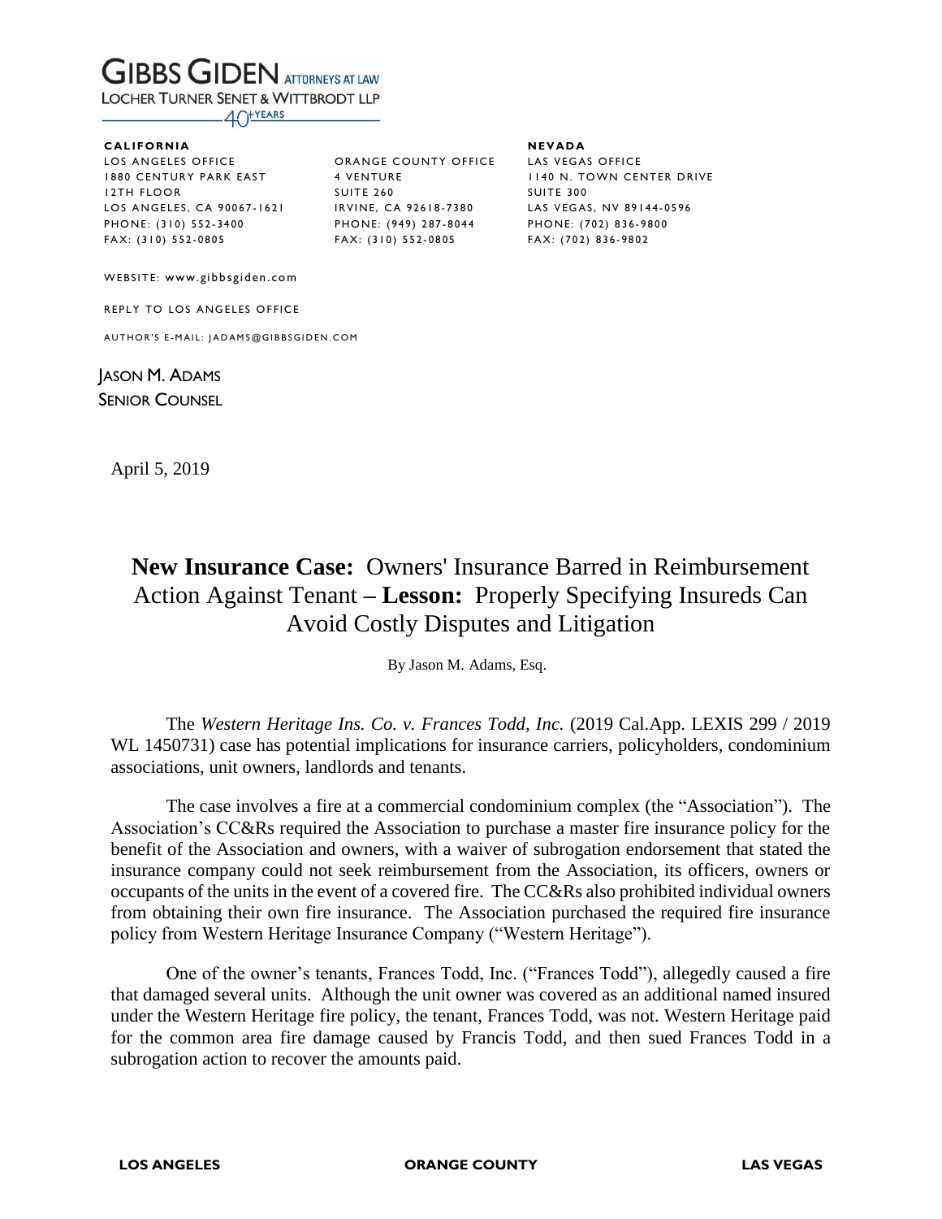**GIBBS GIDEN** ATTORNEYS AT LAW
LOCHER TURNER SENET & WITTBRODT LLP
40+ YEARS

**CALIFORNIA**

LOS ANGELES OFFICE
1880 CENTURY PARK EAST
12TH FLOOR
LOS ANGELES, CA 90067-1621
PHONE: (310) 552-3400
FAX: (310) 552-0805

ORANGE COUNTY OFFICE
4 VENTURE
SUITE 260
IRVINE, CA 92618-7380
PHONE: (949) 287-8044
FAX: (310) 552-0805

**NEVADA**

LAS VEGAS OFFICE
1140 N. TOWN CENTER DRIVE
SUITE 300
LAS VEGAS, NV 89144-0596
PHONE: (702) 836-9800
FAX: (702) 836-9802

WEBSITE: www.gibbsgiden.com

REPLY TO LOS ANGELES OFFICE

AUTHOR'S E-MAIL: JADAMS@GIBBSGIDEN.COM

JASON M. ADAMS
SENIOR COUNSEL

April 5, 2019

# **New Insurance Case:** Owners' Insurance Barred in Reimbursement Action Against Tenant – **Lesson:** Properly Specifying Insureds Can Avoid Costly Disputes and Litigation

By Jason M. Adams, Esq.

The *Western Heritage Ins. Co. v. Frances Todd, Inc.* (2019 Cal.App. LEXIS 299 / 2019 WL 1450731) case has potential implications for insurance carriers, policyholders, condominium associations, unit owners, landlords and tenants.

The case involves a fire at a commercial condominium complex (the "Association"). The Association's CC&Rs required the Association to purchase a master fire insurance policy for the benefit of the Association and owners, with a waiver of subrogation endorsement that stated the insurance company could not seek reimbursement from the Association, its officers, owners or occupants of the units in the event of a covered fire. The CC&Rs also prohibited individual owners from obtaining their own fire insurance. The Association purchased the required fire insurance policy from Western Heritage Insurance Company ("Western Heritage").

One of the owner's tenants, Frances Todd, Inc. ("Frances Todd"), allegedly caused a fire that damaged several units. Although the unit owner was covered as an additional named insured under the Western Heritage fire policy, the tenant, Frances Todd, was not. Western Heritage paid for the common area fire damage caused by Francis Todd, and then sued Frances Todd in a subrogation action to recover the amounts paid.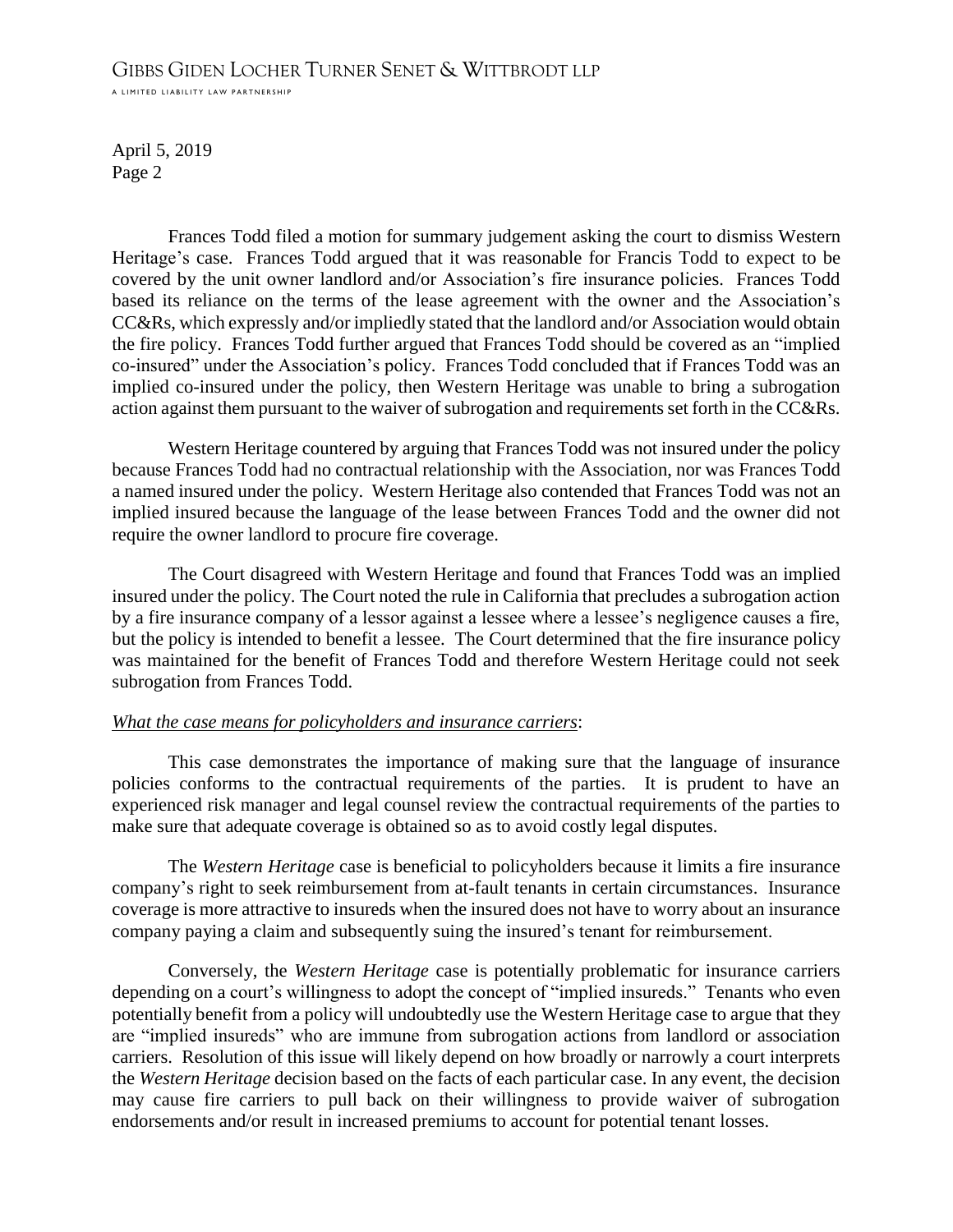Frances Todd filed a motion for summary judgement asking the court to dismiss Western Heritage's case. Frances Todd argued that it was reasonable for Francis Todd to expect to be covered by the unit owner landlord and/or Association's fire insurance policies. Frances Todd based its reliance on the terms of the lease agreement with the owner and the Association's CC&Rs, which expressly and/or impliedly stated that the landlord and/or Association would obtain the fire policy. Frances Todd further argued that Frances Todd should be covered as an "implied co-insured" under the Association's policy. Frances Todd concluded that if Frances Todd was an implied co-insured under the policy, then Western Heritage was unable to bring a subrogation action against them pursuant to the waiver of subrogation and requirements set forth in the CC&Rs.

Western Heritage countered by arguing that Frances Todd was not insured under the policy because Frances Todd had no contractual relationship with the Association, nor was Frances Todd a named insured under the policy. Western Heritage also contended that Frances Todd was not an implied insured because the language of the lease between Frances Todd and the owner did not require the owner landlord to procure fire coverage.

The Court disagreed with Western Heritage and found that Frances Todd was an implied insured under the policy. The Court noted the rule in California that precludes a subrogation action by a fire insurance company of a lessor against a lessee where a lessee's negligence causes a fire, but the policy is intended to benefit a lessee. The Court determined that the fire insurance policy was maintained for the benefit of Frances Todd and therefore Western Heritage could not seek subrogation from Frances Todd.

*What the case means for policyholders and insurance carriers*:

This case demonstrates the importance of making sure that the language of insurance policies conforms to the contractual requirements of the parties. It is prudent to have an experienced risk manager and legal counsel review the contractual requirements of the parties to make sure that adequate coverage is obtained so as to avoid costly legal disputes.

The *Western Heritage* case is beneficial to policyholders because it limits a fire insurance company's right to seek reimbursement from at-fault tenants in certain circumstances. Insurance coverage is more attractive to insureds when the insured does not have to worry about an insurance company paying a claim and subsequently suing the insured's tenant for reimbursement.

Conversely, the *Western Heritage* case is potentially problematic for insurance carriers depending on a court's willingness to adopt the concept of "implied insureds." Tenants who even potentially benefit from a policy will undoubtedly use the Western Heritage case to argue that they are "implied insureds" who are immune from subrogation actions from landlord or association carriers. Resolution of this issue will likely depend on how broadly or narrowly a court interprets the *Western Heritage* decision based on the facts of each particular case. In any event, the decision may cause fire carriers to pull back on their willingness to provide waiver of subrogation endorsements and/or result in increased premiums to account for potential tenant losses.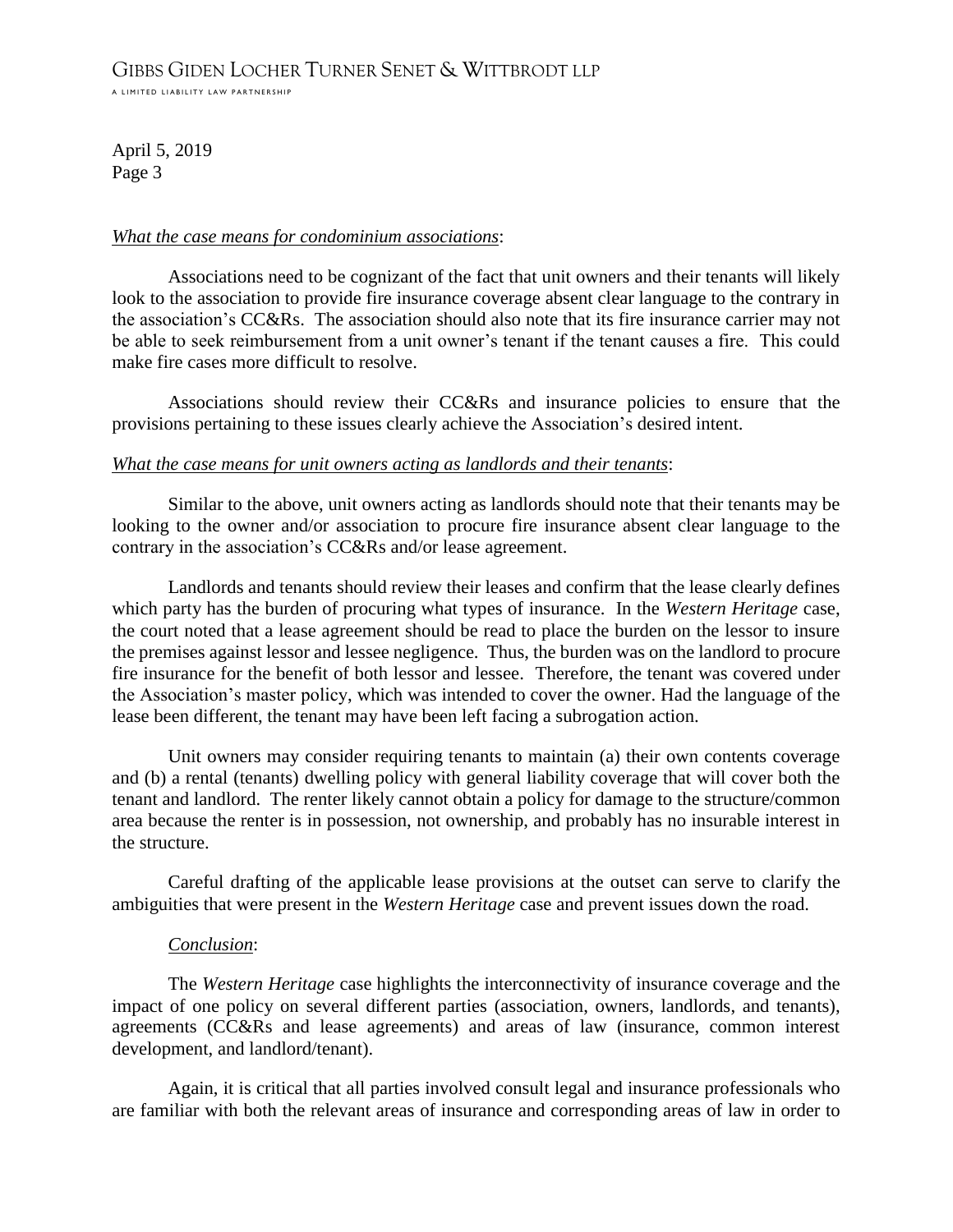*What the case means for condominium associations*:

Associations need to be cognizant of the fact that unit owners and their tenants will likely look to the association to provide fire insurance coverage absent clear language to the contrary in the association's CC&Rs. The association should also note that its fire insurance carrier may not be able to seek reimbursement from a unit owner's tenant if the tenant causes a fire. This could make fire cases more difficult to resolve.

Associations should review their CC&Rs and insurance policies to ensure that the provisions pertaining to these issues clearly achieve the Association's desired intent.

*What the case means for unit owners acting as landlords and their tenants*:

Similar to the above, unit owners acting as landlords should note that their tenants may be looking to the owner and/or association to procure fire insurance absent clear language to the contrary in the association's CC&Rs and/or lease agreement.

Landlords and tenants should review their leases and confirm that the lease clearly defines which party has the burden of procuring what types of insurance. In the *Western Heritage* case, the court noted that a lease agreement should be read to place the burden on the lessor to insure the premises against lessor and lessee negligence. Thus, the burden was on the landlord to procure fire insurance for the benefit of both lessor and lessee. Therefore, the tenant was covered under the Association's master policy, which was intended to cover the owner. Had the language of the lease been different, the tenant may have been left facing a subrogation action.

Unit owners may consider requiring tenants to maintain (a) their own contents coverage and (b) a rental (tenants) dwelling policy with general liability coverage that will cover both the tenant and landlord. The renter likely cannot obtain a policy for damage to the structure/common area because the renter is in possession, not ownership, and probably has no insurable interest in the structure.

Careful drafting of the applicable lease provisions at the outset can serve to clarify the ambiguities that were present in the *Western Heritage* case and prevent issues down the road.

*Conclusion*:

The *Western Heritage* case highlights the interconnectivity of insurance coverage and the impact of one policy on several different parties (association, owners, landlords, and tenants), agreements (CC&Rs and lease agreements) and areas of law (insurance, common interest development, and landlord/tenant).

Again, it is critical that all parties involved consult legal and insurance professionals who are familiar with both the relevant areas of insurance and corresponding areas of law in order to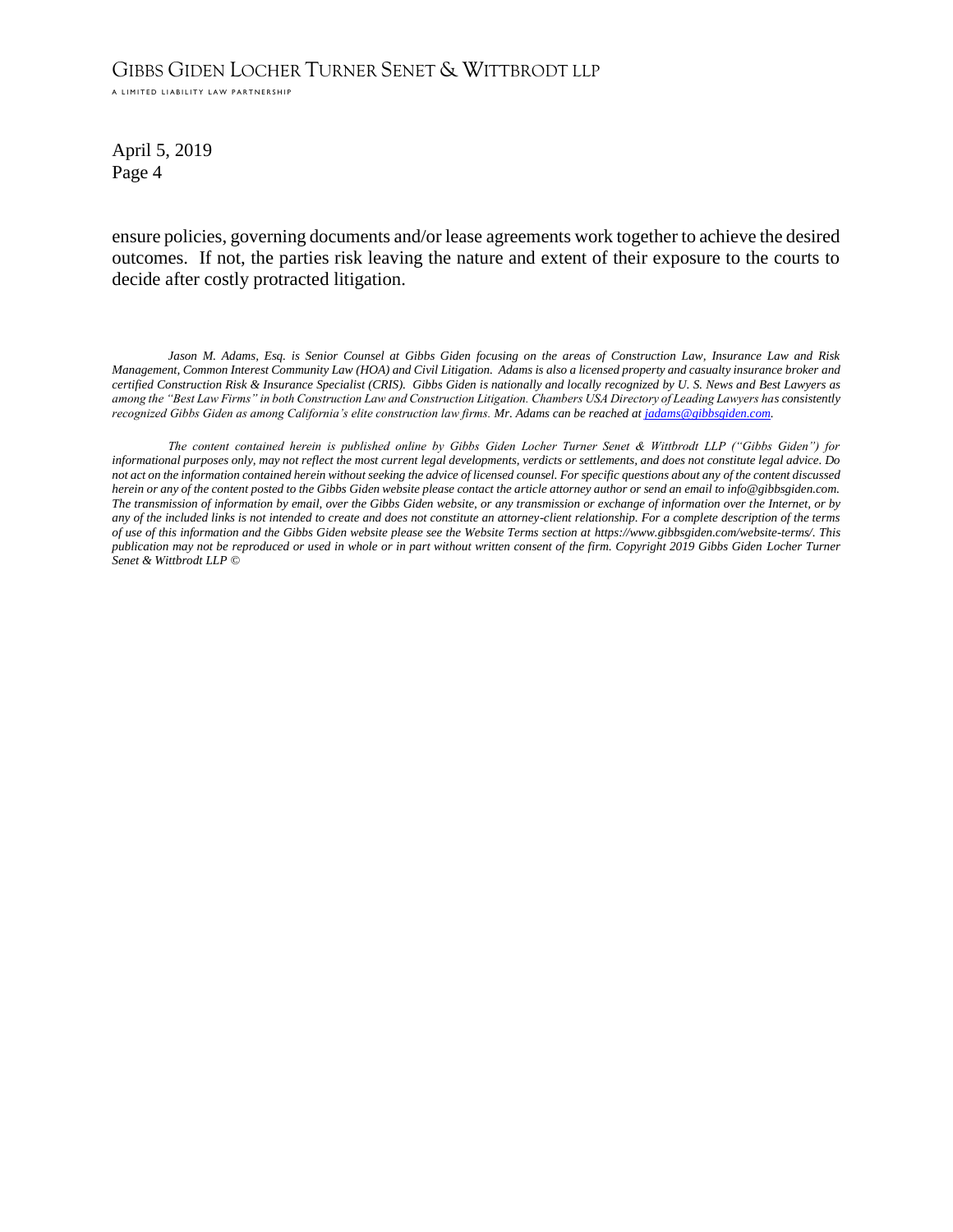ensure policies, governing documents and/or lease agreements work together to achieve the desired outcomes. If not, the parties risk leaving the nature and extent of their exposure to the courts to decide after costly protracted litigation.

*Jason M. Adams, Esq. is Senior Counsel at Gibbs Giden focusing on the areas of Construction Law, Insurance Law and Risk Management, Common Interest Community Law (HOA) and Civil Litigation. Adams is also a licensed property and casualty insurance broker and certified Construction Risk & Insurance Specialist (CRIS). Gibbs Giden is nationally and locally recognized by U. S. News and Best Lawyers as among the "Best Law Firms" in both Construction Law and Construction Litigation. Chambers USA Directory of Leading Lawyers has consistently recognized Gibbs Giden as among California's elite construction law firms. Mr. Adams can be reached at [jadams@gibbsgiden.com](mailto:jadams@gibbsgiden.com).*

*The content contained herein is published online by Gibbs Giden Locher Turner Senet & Wittbrodt LLP ("Gibbs Giden") for informational purposes only, may not reflect the most current legal developments, verdicts or settlements, and does not constitute legal advice. Do not act on the information contained herein without seeking the advice of licensed counsel. For specific questions about any of the content discussed herein or any of the content posted to the Gibbs Giden website please contact the article attorney author or send an email to info@gibbsgiden.com. The transmission of information by email, over the Gibbs Giden website, or any transmission or exchange of information over the Internet, or by any of the included links is not intended to create and does not constitute an attorney-client relationship. For a complete description of the terms of use of this information and the Gibbs Giden website please see the Website Terms section at https://www.gibbsgiden.com/website-terms/. This publication may not be reproduced or used in whole or in part without written consent of the firm. Copyright 2019 Gibbs Giden Locher Turner Senet & Wittbrodt LLP ©*